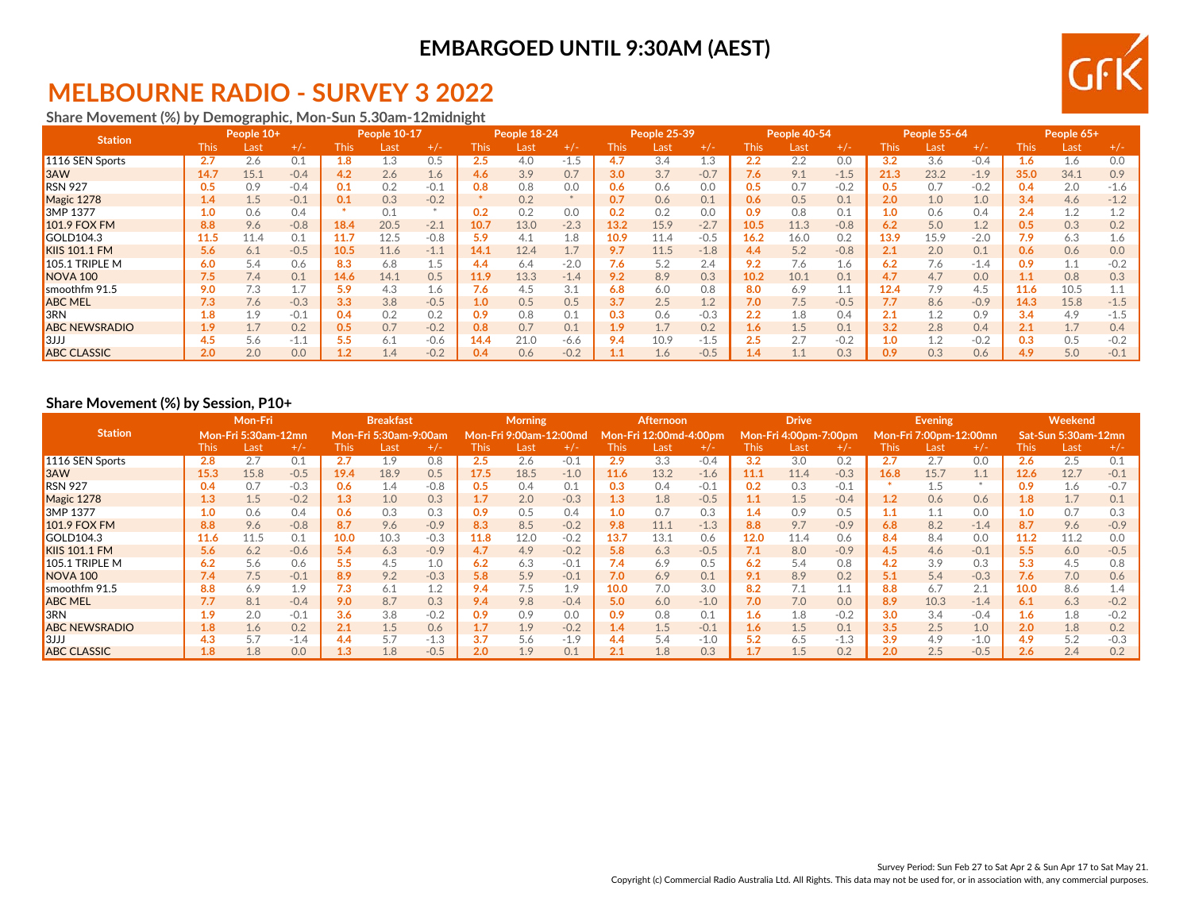**EMBARGOED UNTIL 9:30AM (AEST)**

# MELBOURNE RADIO - SURVEY 3 2022

## Share Movement (%) by Demographic, Mon-Sun 5.30am-12midnight

| Station | People 10+ | | | People 10-17 | | | People 18-24 | | | People 25-39 | | | People 40-54 | | | People 55-64 | | | People 65+ | | |
|---|---|---|---|---|---|---|---|---|---|---|---|---|---|---|---|---|---|---|---|---|---|
| | This | Last | +/- | This | Last | +/- | This | Last | +/- | This | Last | +/- | This | Last | +/- | This | Last | +/- | This | Last | +/- |
| 1116 SEN Sports | 2.7 | 2.6 | 0.1 | 1.8 | 1.3 | 0.5 | 2.5 | 4.0 | -1.5 | 4.7 | 3.4 | 1.3 | 2.2 | 2.2 | 0.0 | 3.2 | 3.6 | -0.4 | 1.6 | 1.6 | 0.0 |
| 3AW | 14.7 | 15.1 | -0.4 | 4.2 | 2.6 | 1.6 | 4.6 | 3.9 | 0.7 | 3.0 | 3.7 | -0.7 | 7.6 | 9.1 | -1.5 | 21.3 | 23.2 | -1.9 | 35.0 | 34.1 | 0.9 |
| RSN 927 | 0.5 | 0.9 | -0.4 | 0.1 | 0.2 | -0.1 | 0.8 | 0.8 | 0.0 | 0.6 | 0.6 | 0.0 | 0.5 | 0.7 | -0.2 | 0.5 | 0.7 | -0.2 | 0.4 | 2.0 | -1.6 |
| Magic 1278 | 1.4 | 1.5 | -0.1 | 0.1 | 0.3 | -0.2 | * | 0.2 | * | 0.7 | 0.6 | 0.1 | 0.6 | 0.5 | 0.1 | 2.0 | 1.0 | 1.0 | 3.4 | 4.6 | -1.2 |
| 3MP 1377 | 1.0 | 0.6 | 0.4 | * | 0.1 | * | 0.2 | 0.2 | 0.0 | 0.2 | 0.2 | 0.0 | 0.9 | 0.8 | 0.1 | 1.0 | 0.6 | 0.4 | 2.4 | 1.2 | 1.2 |
| 101.9 FOX FM | 8.8 | 9.6 | -0.8 | 18.4 | 20.5 | -2.1 | 10.7 | 13.0 | -2.3 | 13.2 | 15.9 | -2.7 | 10.5 | 11.3 | -0.8 | 6.2 | 5.0 | 1.2 | 0.5 | 0.3 | 0.2 |
| GOLD104.3 | 11.5 | 11.4 | 0.1 | 11.7 | 12.5 | -0.8 | 5.9 | 4.1 | 1.8 | 10.9 | 11.4 | -0.5 | 16.2 | 16.0 | 0.2 | 13.9 | 15.9 | -2.0 | 7.9 | 6.3 | 1.6 |
| KIIS 101.1 FM | 5.6 | 6.1 | -0.5 | 10.5 | 11.6 | -1.1 | 14.1 | 12.4 | 1.7 | 9.7 | 11.5 | -1.8 | 4.4 | 5.2 | -0.8 | 2.1 | 2.0 | 0.1 | 0.6 | 0.6 | 0.0 |
| 105.1 TRIPLE M | 6.0 | 5.4 | 0.6 | 8.3 | 6.8 | 1.5 | 4.4 | 6.4 | -2.0 | 7.6 | 5.2 | 2.4 | 9.2 | 7.6 | 1.6 | 6.2 | 7.6 | -1.4 | 0.9 | 1.1 | -0.2 |
| NOVA 100 | 7.5 | 7.4 | 0.1 | 14.6 | 14.1 | 0.5 | 11.9 | 13.3 | -1.4 | 9.2 | 8.9 | 0.3 | 10.2 | 10.1 | 0.1 | 4.7 | 4.7 | 0.0 | 1.1 | 0.8 | 0.3 |
| smoothfm 91.5 | 9.0 | 7.3 | 1.7 | 5.9 | 4.3 | 1.6 | 7.6 | 4.5 | 3.1 | 6.8 | 6.0 | 0.8 | 8.0 | 6.9 | 1.1 | 12.4 | 7.9 | 4.5 | 11.6 | 10.5 | 1.1 |
| ABC MEL | 7.3 | 7.6 | -0.3 | 3.3 | 3.8 | -0.5 | 1.0 | 0.5 | 0.5 | 3.7 | 2.5 | 1.2 | 7.0 | 7.5 | -0.5 | 7.7 | 8.6 | -0.9 | 14.3 | 15.8 | -1.5 |
| 3RN | 1.8 | 1.9 | -0.1 | 0.4 | 0.2 | 0.2 | 0.9 | 0.8 | 0.1 | 0.3 | 0.6 | -0.3 | 2.2 | 1.8 | 0.4 | 2.1 | 1.2 | 0.9 | 3.4 | 4.9 | -1.5 |
| ABC NEWSRADIO | 1.9 | 1.7 | 0.2 | 0.5 | 0.7 | -0.2 | 0.8 | 0.7 | 0.1 | 1.9 | 1.7 | 0.2 | 1.6 | 1.5 | 0.1 | 3.2 | 2.8 | 0.4 | 2.1 | 1.7 | 0.4 |
| 3JJJ | 4.5 | 5.6 | -1.1 | 5.5 | 6.1 | -0.6 | 14.4 | 21.0 | -6.6 | 9.4 | 10.9 | -1.5 | 2.5 | 2.7 | -0.2 | 1.0 | 1.2 | -0.2 | 0.3 | 0.5 | -0.2 |
| ABC CLASSIC | 2.0 | 2.0 | 0.0 | 1.2 | 1.4 | -0.2 | 0.4 | 0.6 | -0.2 | 1.1 | 1.6 | -0.5 | 1.4 | 1.1 | 0.3 | 0.9 | 0.3 | 0.6 | 4.9 | 5.0 | -0.1 |

## Share Movement (%) by Session, P10+

| Station | Mon-Fri Mon-Fri 5:30am-12mn | | | Breakfast Mon-Fri 5:30am-9:00am | | | Morning Mon-Fri 9:00am-12:00md | | | Afternoon Mon-Fri 12:00md-4:00pm | | | Drive Mon-Fri 4:00pm-7:00pm | | | Evening Mon-Fri 7:00pm-12:00mn | | | Weekend Sat-Sun 5:30am-12mn | | |
|---|---|---|---|---|---|---|---|---|---|---|---|---|---|---|---|---|---|---|---|---|---|
| | This | Last | +/- | This | Last | +/- | This | Last | +/- | This | Last | +/- | This | Last | +/- | This | Last | +/- | This | Last | +/- |
| 1116 SEN Sports | 2.8 | 2.7 | 0.1 | 2.7 | 1.9 | 0.8 | 2.5 | 2.6 | -0.1 | 2.9 | 3.3 | -0.4 | 3.2 | 3.0 | 0.2 | 2.7 | 2.7 | 0.0 | 2.6 | 2.5 | 0.1 |
| 3AW | 15.3 | 15.8 | -0.5 | 19.4 | 18.9 | 0.5 | 17.5 | 18.5 | -1.0 | 11.6 | 13.2 | -1.6 | 11.1 | 11.4 | -0.3 | 16.8 | 15.7 | 1.1 | 12.6 | 12.7 | -0.1 |
| RSN 927 | 0.4 | 0.7 | -0.3 | 0.6 | 1.4 | -0.8 | 0.5 | 0.4 | 0.1 | 0.3 | 0.4 | -0.1 | 0.2 | 0.3 | -0.1 | * | 1.5 | * | 0.9 | 1.6 | -0.7 |
| Magic 1278 | 1.3 | 1.5 | -0.2 | 1.3 | 1.0 | 0.3 | 1.7 | 2.0 | -0.3 | 1.3 | 1.8 | -0.5 | 1.1 | 1.5 | -0.4 | 1.2 | 0.6 | 0.6 | 1.8 | 1.7 | 0.1 |
| 3MP 1377 | 1.0 | 0.6 | 0.4 | 0.6 | 0.3 | 0.3 | 0.9 | 0.5 | 0.4 | 1.0 | 0.7 | 0.3 | 1.4 | 0.9 | 0.5 | 1.1 | 1.1 | 0.0 | 1.0 | 0.7 | 0.3 |
| 101.9 FOX FM | 8.8 | 9.6 | -0.8 | 8.7 | 9.6 | -0.9 | 8.3 | 8.5 | -0.2 | 9.8 | 11.1 | -1.3 | 8.8 | 9.7 | -0.9 | 6.8 | 8.2 | -1.4 | 8.7 | 9.6 | -0.9 |
| GOLD104.3 | 11.6 | 11.5 | 0.1 | 10.0 | 10.3 | -0.3 | 11.8 | 12.0 | -0.2 | 13.7 | 13.1 | 0.6 | 12.0 | 11.4 | 0.6 | 8.4 | 8.4 | 0.0 | 11.2 | 11.2 | 0.0 |
| KIIS 101.1 FM | 5.6 | 6.2 | -0.6 | 5.4 | 6.3 | -0.9 | 4.7 | 4.9 | -0.2 | 5.8 | 6.3 | -0.5 | 7.1 | 8.0 | -0.9 | 4.5 | 4.6 | -0.1 | 5.5 | 6.0 | -0.5 |
| 105.1 TRIPLE M | 6.2 | 5.6 | 0.6 | 5.5 | 4.5 | 1.0 | 6.2 | 6.3 | -0.1 | 7.4 | 6.9 | 0.5 | 6.2 | 5.4 | 0.8 | 4.2 | 3.9 | 0.3 | 5.3 | 4.5 | 0.8 |
| NOVA 100 | 7.4 | 7.5 | -0.1 | 8.9 | 9.2 | -0.3 | 5.8 | 5.9 | -0.1 | 7.0 | 6.9 | 0.1 | 9.1 | 8.9 | 0.2 | 5.1 | 5.4 | -0.3 | 7.6 | 7.0 | 0.6 |
| smoothfm 91.5 | 8.8 | 6.9 | 1.9 | 7.3 | 6.1 | 1.2 | 9.4 | 7.5 | 1.9 | 10.0 | 7.0 | 3.0 | 8.2 | 7.1 | 1.1 | 8.8 | 6.7 | 2.1 | 10.0 | 8.6 | 1.4 |
| ABC MEL | 7.7 | 8.1 | -0.4 | 9.0 | 8.7 | 0.3 | 9.4 | 9.8 | -0.4 | 5.0 | 6.0 | -1.0 | 7.0 | 7.0 | 0.0 | 8.9 | 10.3 | -1.4 | 6.1 | 6.3 | -0.2 |
| 3RN | 1.9 | 2.0 | -0.1 | 3.6 | 3.8 | -0.2 | 0.9 | 0.9 | 0.0 | 0.9 | 0.8 | 0.1 | 1.6 | 1.8 | -0.2 | 3.0 | 3.4 | -0.4 | 1.6 | 1.8 | -0.2 |
| ABC NEWSRADIO | 1.8 | 1.6 | 0.2 | 2.1 | 1.5 | 0.6 | 1.7 | 1.9 | -0.2 | 1.4 | 1.5 | -0.1 | 1.6 | 1.5 | 0.1 | 3.5 | 2.5 | 1.0 | 2.0 | 1.8 | 0.2 |
| 3JJJ | 4.3 | 5.7 | -1.4 | 4.4 | 5.7 | -1.3 | 3.7 | 5.6 | -1.9 | 4.4 | 5.4 | -1.0 | 5.2 | 6.5 | -1.3 | 3.9 | 4.9 | -1.0 | 4.9 | 5.2 | -0.3 |
| ABC CLASSIC | 1.8 | 1.8 | 0.0 | 1.3 | 1.8 | -0.5 | 2.0 | 1.9 | 0.1 | 2.1 | 1.8 | 0.3 | 1.7 | 1.5 | 0.2 | 2.0 | 2.5 | -0.5 | 2.6 | 2.4 | 0.2 |

Survey Period: Sun Feb 27 to Sat Apr 2 & Sun Apr 17 to Sat May 21.

Copyright (c) Commercial Radio Australia Ltd. All Rights. This data may not be used for, or in association with, any commercial purposes.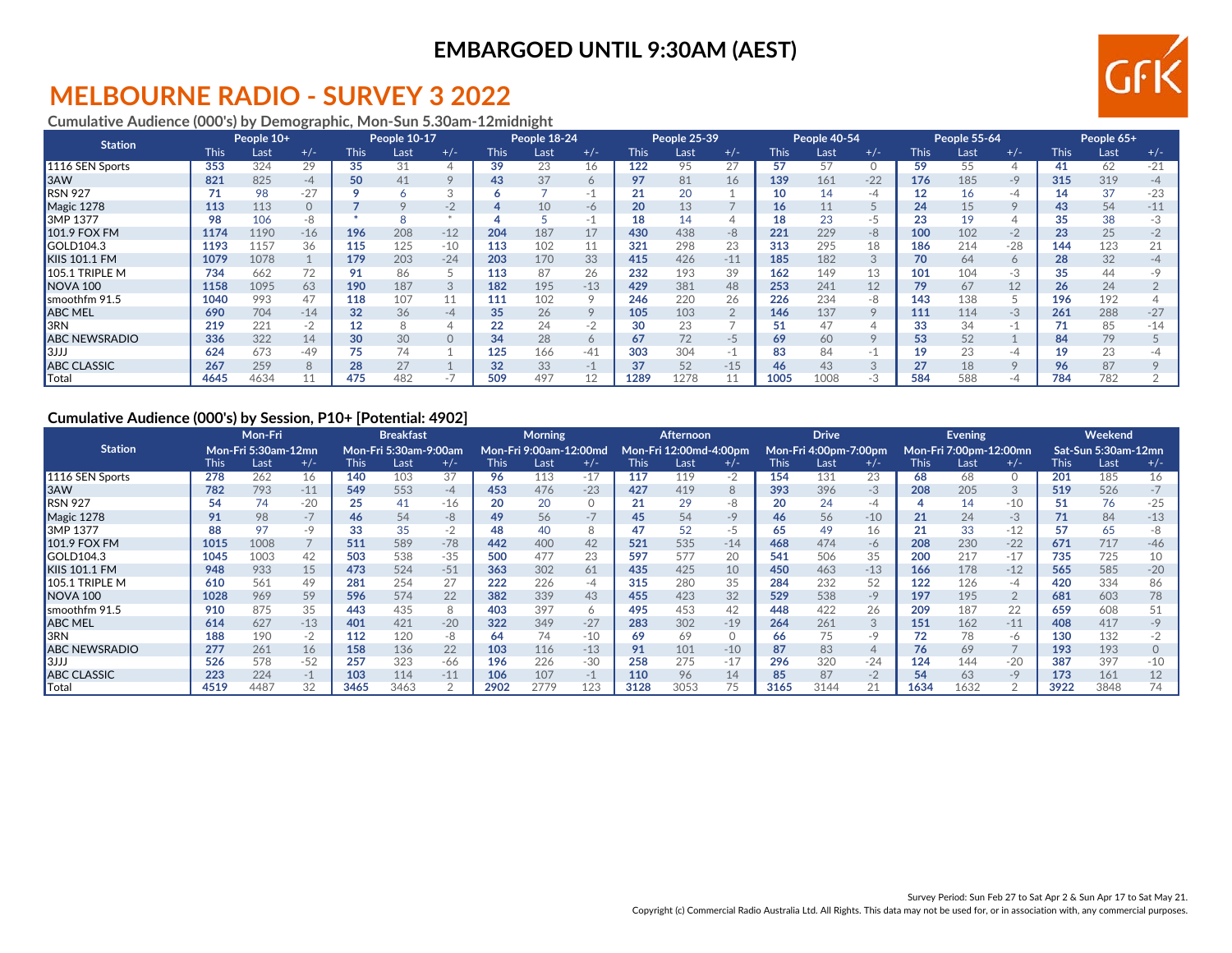EMBARGOED UNTIL 9:30AM (AEST)

# MELBOURNE RADIO - SURVEY 3 2022

### Cumulative Audience (000's) by Demographic, Mon-Sun 5.30am-12midnight

| Station | People 10+ | | | People 10-17 | | | People 18-24 | | | People 25-39 | | | People 40-54 | | | People 55-64 | | | People 65+ | | |
|---|---|---|---|---|---|---|---|---|---|---|---|---|---|---|---|---|---|---|---|---|---|
| | This | Last | +/- | This | Last | +/- | This | Last | +/- | This | Last | +/- | This | Last | +/- | This | Last | +/- | This | Last | +/- |
| 1116 SEN Sports | 353 | 324 | 29 | 35 | 31 | 4 | 39 | 23 | 16 | 122 | 95 | 27 | 57 | 57 | 0 | 59 | 55 | 4 | 41 | 62 | -21 |
| 3AW | 821 | 825 | -4 | 50 | 41 | 9 | 43 | 37 | 6 | 97 | 81 | 16 | 139 | 161 | -22 | 176 | 185 | -9 | 315 | 319 | -4 |
| RSN 927 | 71 | 98 | -27 | 9 | 6 | 3 | 6 | 7 | -1 | 21 | 20 | 1 | 10 | 14 | -4 | 12 | 16 | -4 | 14 | 37 | -23 |
| Magic 1278 | 113 | 113 | 0 | 7 | 9 | -2 | 4 | 10 | -6 | 20 | 13 | 7 | 16 | 11 | 5 | 24 | 15 | 9 | 43 | 54 | -11 |
| 3MP 1377 | 98 | 106 | -8 | * | 8 | * | 4 | 5 | -1 | 18 | 14 | 4 | 18 | 23 | -5 | 23 | 19 | 4 | 35 | 38 | -3 |
| 101.9 FOX FM | 1174 | 1190 | -16 | 196 | 208 | -12 | 204 | 187 | 17 | 430 | 438 | -8 | 221 | 229 | -8 | 100 | 102 | -2 | 23 | 25 | -2 |
| GOLD104.3 | 1193 | 1157 | 36 | 115 | 125 | -10 | 113 | 102 | 11 | 321 | 298 | 23 | 313 | 295 | 18 | 186 | 214 | -28 | 144 | 123 | 21 |
| KIIS 101.1 FM | 1079 | 1078 | 1 | 179 | 203 | -24 | 203 | 170 | 33 | 415 | 426 | -11 | 185 | 182 | 3 | 70 | 64 | 6 | 28 | 32 | -4 |
| 105.1 TRIPLE M | 734 | 662 | 72 | 91 | 86 | 5 | 113 | 87 | 26 | 232 | 193 | 39 | 162 | 149 | 13 | 101 | 104 | -3 | 35 | 44 | -9 |
| NOVA 100 | 1158 | 1095 | 63 | 190 | 187 | 3 | 182 | 195 | -13 | 429 | 381 | 48 | 253 | 241 | 12 | 79 | 67 | 12 | 26 | 24 | 2 |
| smoothfm 91.5 | 1040 | 993 | 47 | 118 | 107 | 11 | 111 | 102 | 9 | 246 | 220 | 26 | 226 | 234 | -8 | 143 | 138 | 5 | 196 | 192 | 4 |
| ABC MEL | 690 | 704 | -14 | 32 | 36 | -4 | 35 | 26 | 9 | 105 | 103 | 2 | 146 | 137 | 9 | 111 | 114 | -3 | 261 | 288 | -27 |
| 3RN | 219 | 221 | -2 | 12 | 8 | 4 | 22 | 24 | -2 | 30 | 23 | 7 | 51 | 47 | 4 | 33 | 34 | -1 | 71 | 85 | -14 |
| ABC NEWSRADIO | 336 | 322 | 14 | 30 | 30 | 0 | 34 | 28 | 6 | 67 | 72 | -5 | 69 | 60 | 9 | 53 | 52 | 1 | 84 | 79 | 5 |
| 3JJJ | 624 | 673 | -49 | 75 | 74 | 1 | 125 | 166 | -41 | 303 | 304 | -1 | 83 | 84 | -1 | 19 | 23 | -4 | 19 | 23 | -4 |
| ABC CLASSIC | 267 | 259 | 8 | 28 | 27 | 1 | 32 | 33 | -1 | 37 | 52 | -15 | 46 | 43 | 3 | 27 | 18 | 9 | 96 | 87 | 9 |
| Total | 4645 | 4634 | 11 | 475 | 482 | -7 | 509 | 497 | 12 | 1289 | 1278 | 11 | 1005 | 1008 | -3 | 584 | 588 | -4 | 784 | 782 | 2 |

### Cumulative Audience (000's) by Session, P10+ [Potential: 4902]

| Station | Mon-Fri | | | Breakfast | | | Morning | | | Afternoon | | | Drive | | | Evening | | | Weekend | | |
|---|---|---|---|---|---|---|---|---|---|---|---|---|---|---|---|---|---|---|---|---|---|
| | Mon-Fri 5:30am-12mn | | | Mon-Fri 5:30am-9:00am | | | Mon-Fri 9:00am-12:00md | | | Mon-Fri 12:00md-4:00pm | | | Mon-Fri 4:00pm-7:00pm | | | Mon-Fri 7:00pm-12:00mn | | | Sat-Sun 5:30am-12mn | | |
| | This | Last | +/- | This | Last | +/- | This | Last | +/- | This | Last | +/- | This | Last | +/- | This | Last | +/- | This | Last | +/- |
| 1116 SEN Sports | 278 | 262 | 16 | 140 | 103 | 37 | 96 | 113 | -17 | 117 | 119 | -2 | 154 | 131 | 23 | 68 | 68 | 0 | 201 | 185 | 16 |
| 3AW | 782 | 793 | -11 | 549 | 553 | -4 | 453 | 476 | -23 | 427 | 419 | 8 | 393 | 396 | -3 | 208 | 205 | 3 | 519 | 526 | -7 |
| RSN 927 | 54 | 74 | -20 | 25 | 41 | -16 | 20 | 20 | 0 | 21 | 29 | -8 | 20 | 24 | -4 | 4 | 14 | -10 | 51 | 76 | -25 |
| Magic 1278 | 91 | 98 | -7 | 46 | 54 | -8 | 49 | 56 | -7 | 45 | 54 | -9 | 46 | 56 | -10 | 21 | 24 | -3 | 71 | 84 | -13 |
| 3MP 1377 | 88 | 97 | -9 | 33 | 35 | -2 | 48 | 40 | 8 | 47 | 52 | -5 | 65 | 49 | 16 | 21 | 33 | -12 | 57 | 65 | -8 |
| 101.9 FOX FM | 1015 | 1008 | 7 | 511 | 589 | -78 | 442 | 400 | 42 | 521 | 535 | -14 | 468 | 474 | -6 | 208 | 230 | -22 | 671 | 717 | -46 |
| GOLD104.3 | 1045 | 1003 | 42 | 503 | 538 | -35 | 500 | 477 | 23 | 597 | 577 | 20 | 541 | 506 | 35 | 200 | 217 | -17 | 735 | 725 | 10 |
| KIIS 101.1 FM | 948 | 933 | 15 | 473 | 524 | -51 | 363 | 302 | 61 | 435 | 425 | 10 | 450 | 463 | -13 | 166 | 178 | -12 | 565 | 585 | -20 |
| 105.1 TRIPLE M | 610 | 561 | 49 | 281 | 254 | 27 | 222 | 226 | -4 | 315 | 280 | 35 | 284 | 232 | 52 | 122 | 126 | -4 | 420 | 334 | 86 |
| NOVA 100 | 1028 | 969 | 59 | 596 | 574 | 22 | 382 | 339 | 43 | 455 | 423 | 32 | 529 | 538 | -9 | 197 | 195 | 2 | 681 | 603 | 78 |
| smoothfm 91.5 | 910 | 875 | 35 | 443 | 435 | 8 | 403 | 397 | 6 | 495 | 453 | 42 | 448 | 422 | 26 | 209 | 187 | 22 | 659 | 608 | 51 |
| ABC MEL | 614 | 627 | -13 | 401 | 421 | -20 | 322 | 349 | -27 | 283 | 302 | -19 | 264 | 261 | 3 | 151 | 162 | -11 | 408 | 417 | -9 |
| 3RN | 188 | 190 | -2 | 112 | 120 | -8 | 64 | 74 | -10 | 69 | 69 | 0 | 66 | 75 | -9 | 72 | 78 | -6 | 130 | 132 | -2 |
| ABC NEWSRADIO | 277 | 261 | 16 | 158 | 136 | 22 | 103 | 116 | -13 | 91 | 101 | -10 | 87 | 83 | 4 | 76 | 69 | 7 | 193 | 193 | 0 |
| 3JJJ | 526 | 578 | -52 | 257 | 323 | -66 | 196 | 226 | -30 | 258 | 275 | -17 | 296 | 320 | -24 | 124 | 144 | -20 | 387 | 397 | -10 |
| ABC CLASSIC | 223 | 224 | -1 | 103 | 114 | -11 | 106 | 107 | -1 | 110 | 96 | 14 | 85 | 87 | -2 | 54 | 63 | -9 | 173 | 161 | 12 |
| Total | 4519 | 4487 | 32 | 3465 | 3463 | 2 | 2902 | 2779 | 123 | 3128 | 3053 | 75 | 3165 | 3144 | 21 | 1634 | 1632 | 2 | 3922 | 3848 | 74 |

Survey Period: Sun Feb 27 to Sat Apr 2 & Sun Apr 17 to Sat May 21.

Copyright (c) Commercial Radio Australia Ltd. All Rights. This data may not be used for, or in association with, any commercial purposes.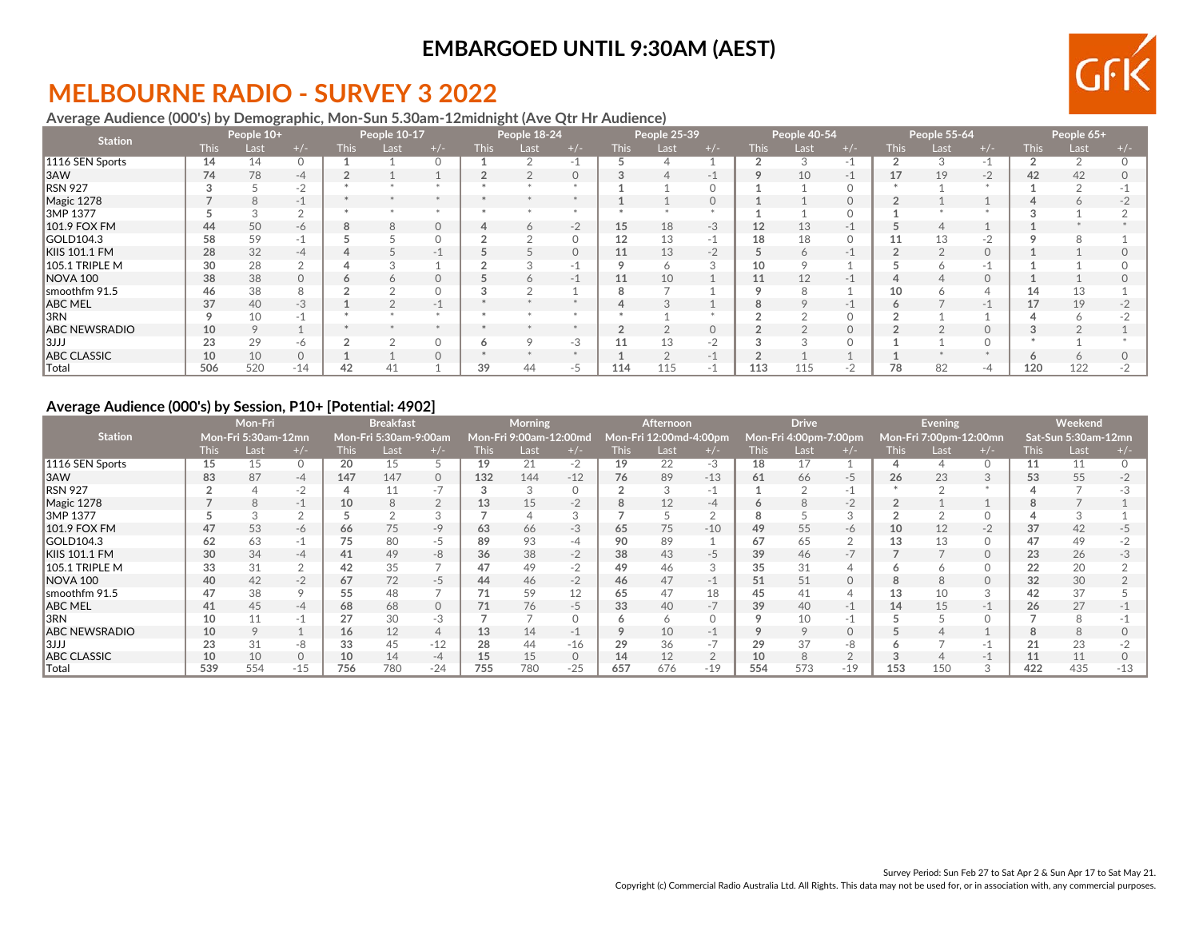**EMBARGOED UNTIL 9:30AM (AEST)**

# MELBOURNE RADIO - SURVEY 3 2022

### Average Audience (000's) by Demographic, Mon-Sun 5.30am-12midnight (Ave Qtr Hr Audience)

| Station | People 10+ | | | People 10-17 | | | People 18-24 | | | People 25-39 | | | People 40-54 | | | People 55-64 | | | People 65+ | | |
|---|---|---|---|---|---|---|---|---|---|---|---|---|---|---|---|---|---|---|---|---|---|
| | This | Last | +/- | This | Last | +/- | This | Last | +/- | This | Last | +/- | This | Last | +/- | This | Last | +/- | This | Last | +/- |
| 1116 SEN Sports | 14 | 14 | 0 | 1 | 1 | 0 | 1 | 2 | -1 | 5 | 4 | 1 | 2 | 3 | -1 | 2 | 3 | -1 | 2 | 2 | 0 |
| 3AW | 74 | 78 | -4 | 2 | 1 | 1 | 2 | 2 | 0 | 3 | 4 | -1 | 9 | 10 | -1 | 17 | 19 | -2 | 42 | 42 | 0 |
| RSN 927 | 3 | 5 | -2 | * | * | * | * | * | * | 1 | 1 | 0 | 1 | 1 | 0 | * | 1 | * | 1 | 2 | -1 |
| Magic 1278 | 7 | 8 | -1 | * | * | * | * | * | * | 1 | 1 | 0 | 1 | 1 | 0 | 2 | 1 | 1 | 4 | 6 | -2 |
| 3MP 1377 | 5 | 3 | 2 | * | * | * | * | * | * | * | * | * | 1 | 1 | 0 | 1 | * | * | 3 | 1 | 2 |
| 101.9 FOX FM | 44 | 50 | -6 | 8 | 8 | 0 | 4 | 6 | -2 | 15 | 18 | -3 | 12 | 13 | -1 | 5 | 4 | 1 | 1 | * | * |
| GOLD104.3 | 58 | 59 | -1 | 5 | 5 | 0 | 2 | 2 | 0 | 12 | 13 | -1 | 18 | 18 | 0 | 11 | 13 | -2 | 9 | 8 | 1 |
| KIIS 101.1 FM | 28 | 32 | -4 | 4 | 5 | -1 | 5 | 5 | 0 | 11 | 13 | -2 | 5 | 6 | -1 | 2 | 2 | 0 | 1 | 1 | 0 |
| 105.1 TRIPLE M | 30 | 28 | 2 | 4 | 3 | 1 | 2 | 3 | -1 | 9 | 6 | 3 | 10 | 9 | 1 | 5 | 6 | -1 | 1 | 1 | 0 |
| NOVA 100 | 38 | 38 | 0 | 6 | 6 | 0 | 5 | 6 | -1 | 11 | 10 | 1 | 11 | 12 | -1 | 4 | 4 | 0 | 1 | 1 | 0 |
| smoothfm 91.5 | 46 | 38 | 8 | 2 | 2 | 0 | 3 | 2 | 1 | 8 | 7 | 1 | 9 | 8 | 1 | 10 | 6 | 4 | 14 | 13 | 1 |
| ABC MEL | 37 | 40 | -3 | 1 | 2 | -1 | * | * | * | 4 | 3 | 1 | 8 | 9 | -1 | 6 | 7 | -1 | 17 | 19 | -2 |
| 3RN | 9 | 10 | -1 | * | * | * | * | * | * | * | 1 | * | 2 | 2 | 0 | 2 | 1 | 1 | 4 | 6 | -2 |
| ABC NEWSRADIO | 10 | 9 | 1 | * | * | * | * | * | * | 2 | 2 | 0 | 2 | 2 | 0 | 2 | 2 | 0 | 3 | 2 | 1 |
| 3JJJ | 23 | 29 | -6 | 2 | 2 | 0 | 6 | 9 | -3 | 11 | 13 | -2 | 3 | 3 | 0 | 1 | 1 | 0 | * | 1 | * |
| ABC CLASSIC | 10 | 10 | 0 | 1 | 1 | 0 | * | * | * | 1 | 2 | -1 | 2 | 1 | 1 | 1 | * | * | 6 | 6 | 0 |
| Total | 506 | 520 | -14 | 42 | 41 | 1 | 39 | 44 | -5 | 114 | 115 | -1 | 113 | 115 | -2 | 78 | 82 | -4 | 120 | 122 | -2 |

### Average Audience (000's) by Session, P10+ [Potential: 4902]

| Station | Mon-Fri Mon-Fri 5:30am-12mn | | | Breakfast Mon-Fri 5:30am-9:00am | | | Morning Mon-Fri 9:00am-12:00md | | | Afternoon Mon-Fri 12:00md-4:00pm | | | Drive Mon-Fri 4:00pm-7:00pm | | | Evening Mon-Fri 7:00pm-12:00mn | | | Weekend Sat-Sun 5:30am-12mn | | |
|---|---|---|---|---|---|---|---|---|---|---|---|---|---|---|---|---|---|---|---|---|---|
| | This | Last | +/- | This | Last | +/- | This | Last | +/- | This | Last | +/- | This | Last | +/- | This | Last | +/- | This | Last | +/- |
| 1116 SEN Sports | 15 | 15 | 0 | 20 | 15 | 5 | 19 | 21 | -2 | 19 | 22 | -3 | 18 | 17 | 1 | 4 | 4 | 0 | 11 | 11 | 0 |
| 3AW | 83 | 87 | -4 | 147 | 147 | 0 | 132 | 144 | -12 | 76 | 89 | -13 | 61 | 66 | -5 | 26 | 23 | 3 | 53 | 55 | -2 |
| RSN 927 | 2 | 4 | -2 | 4 | 11 | -7 | 3 | 3 | 0 | 2 | 3 | -1 | 1 | 2 | -1 | * | 2 | * | 4 | 7 | -3 |
| Magic 1278 | 7 | 8 | -1 | 10 | 8 | 2 | 13 | 15 | -2 | 8 | 12 | -4 | 6 | 8 | -2 | 2 | 1 | 1 | 8 | 7 | 1 |
| 3MP 1377 | 5 | 3 | 2 | 5 | 2 | 3 | 7 | 4 | 3 | 7 | 5 | 2 | 8 | 5 | 3 | 2 | 2 | 0 | 4 | 3 | 1 |
| 101.9 FOX FM | 47 | 53 | -6 | 66 | 75 | -9 | 63 | 66 | -3 | 65 | 75 | -10 | 49 | 55 | -6 | 10 | 12 | -2 | 37 | 42 | -5 |
| GOLD104.3 | 62 | 63 | -1 | 75 | 80 | -5 | 89 | 93 | -4 | 90 | 89 | 1 | 67 | 65 | 2 | 13 | 13 | 0 | 47 | 49 | -2 |
| KIIS 101.1 FM | 30 | 34 | -4 | 41 | 49 | -8 | 36 | 38 | -2 | 38 | 43 | -5 | 39 | 46 | -7 | 7 | 7 | 0 | 23 | 26 | -3 |
| 105.1 TRIPLE M | 33 | 31 | 2 | 42 | 35 | 7 | 47 | 49 | -2 | 49 | 46 | 3 | 35 | 31 | 4 | 6 | 6 | 0 | 22 | 20 | 2 |
| NOVA 100 | 40 | 42 | -2 | 67 | 72 | -5 | 44 | 46 | -2 | 46 | 47 | -1 | 51 | 51 | 0 | 8 | 8 | 0 | 32 | 30 | 2 |
| smoothfm 91.5 | 47 | 38 | 9 | 55 | 48 | 7 | 71 | 59 | 12 | 65 | 47 | 18 | 45 | 41 | 4 | 13 | 10 | 3 | 42 | 37 | 5 |
| ABC MEL | 41 | 45 | -4 | 68 | 68 | 0 | 71 | 76 | -5 | 33 | 40 | -7 | 39 | 40 | -1 | 14 | 15 | -1 | 26 | 27 | -1 |
| 3RN | 10 | 11 | -1 | 27 | 30 | -3 | 7 | 7 | 0 | 6 | 6 | 0 | 9 | 10 | -1 | 5 | 5 | 0 | 7 | 8 | -1 |
| ABC NEWSRADIO | 10 | 9 | 1 | 16 | 12 | 4 | 13 | 14 | -1 | 9 | 10 | -1 | 9 | 9 | 0 | 5 | 4 | 1 | 8 | 8 | 0 |
| 3JJJ | 23 | 31 | -8 | 33 | 45 | -12 | 28 | 44 | -16 | 29 | 36 | -7 | 29 | 37 | -8 | 6 | 7 | -1 | 21 | 23 | -2 |
| ABC CLASSIC | 10 | 10 | 0 | 10 | 14 | -4 | 15 | 15 | 0 | 14 | 12 | 2 | 10 | 8 | 2 | 3 | 4 | -1 | 11 | 11 | 0 |
| Total | 539 | 554 | -15 | 756 | 780 | -24 | 755 | 780 | -25 | 657 | 676 | -19 | 554 | 573 | -19 | 153 | 150 | 3 | 422 | 435 | -13 |

Survey Period: Sun Feb 27 to Sat Apr 2 & Sun Apr 17 to Sat May 21.

Copyright (c) Commercial Radio Australia Ltd. All Rights. This data may not be used for, or in association with, any commercial purposes.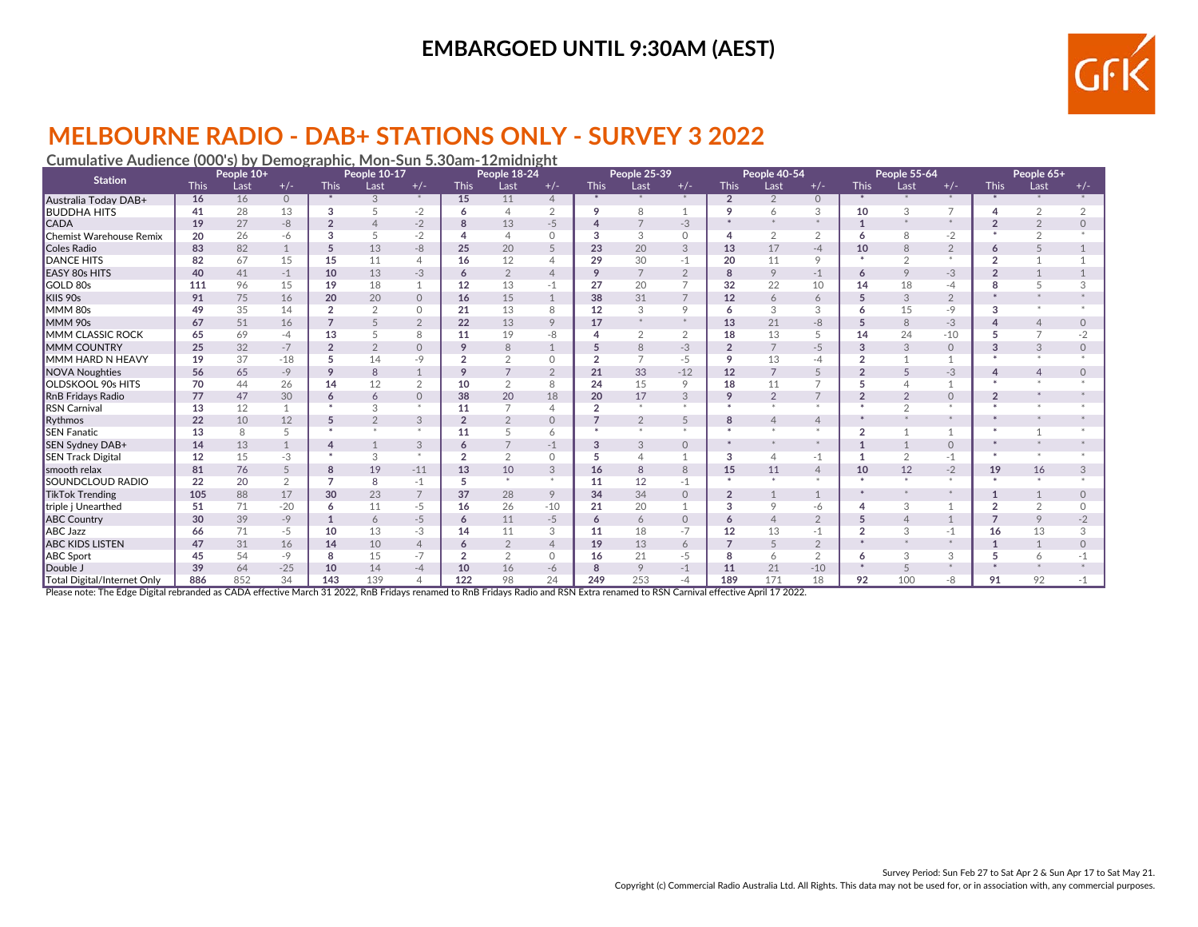**EMBARGOED UNTIL 9:30AM (AEST)**

# MELBOURNE RADIO - DAB+ STATIONS ONLY - SURVEY 3 2022

**Cumulative Audience (000's) by Demographic, Mon-Sun 5.30am-12midnight**

| Station | People 10+ | | | People 10-17 | | | People 18-24 | | | People 25-39 | | | People 40-54 | | | People 55-64 | | | People 65+ | | |
|---|---|---|---|---|---|---|---|---|---|---|---|---|---|---|---|---|---|---|---|---|---|
| | This | Last | +/- | This | Last | +/- | This | Last | +/- | This | Last | +/- | This | Last | +/- | This | Last | +/- | This | Last | +/- |
| Australia Today DAB+ | 16 | 16 | 0 | * | 3 | * | 15 | 11 | 4 | * | * | * | 2 | 2 | 0 | * | * | * | * | * | * |
| BUDDHA HITS | 41 | 28 | 13 | 3 | 5 | -2 | 6 | 4 | 2 | 9 | 8 | 1 | 9 | 6 | 3 | 10 | 3 | 7 | 4 | 2 | 2 |
| CADA | 19 | 27 | -8 | 2 | 4 | -2 | 8 | 13 | -5 | 4 | 7 | -3 | * | * | * | 1 | * | * | 2 | 2 | 0 |
| Chemist Warehouse Remix | 20 | 26 | -6 | 3 | 5 | -2 | 4 | 4 | 0 | 3 | 3 | 0 | 4 | 2 | 2 | 6 | 8 | -2 | * | 2 | * |
| Coles Radio | 83 | 82 | 1 | 5 | 13 | -8 | 25 | 20 | 5 | 23 | 20 | 3 | 13 | 17 | -4 | 10 | 8 | 2 | 6 | 5 | 1 |
| DANCE HITS | 82 | 67 | 15 | 15 | 11 | 4 | 16 | 12 | 4 | 29 | 30 | -1 | 20 | 11 | 9 | * | 2 | * | 2 | 1 | 1 |
| EASY 80s HITS | 40 | 41 | -1 | 10 | 13 | -3 | 6 | 2 | 4 | 9 | 7 | 2 | 8 | 9 | -1 | 6 | 9 | -3 | 2 | 1 | 1 |
| GOLD 80s | 111 | 96 | 15 | 19 | 18 | 1 | 12 | 13 | -1 | 27 | 20 | 7 | 32 | 22 | 10 | 14 | 18 | -4 | 8 | 5 | 3 |
| KIIS 90s | 91 | 75 | 16 | 20 | 20 | 0 | 16 | 15 | 1 | 38 | 31 | 7 | 12 | 6 | 6 | 5 | 3 | 2 | * | * | * |
| MMM 80s | 49 | 35 | 14 | 2 | 2 | 0 | 21 | 13 | 8 | 12 | 3 | 9 | 6 | 3 | 3 | 6 | 15 | -9 | 3 | * | * |
| MMM 90s | 67 | 51 | 16 | 7 | 5 | 2 | 22 | 13 | 9 | 17 | * | * | 13 | 21 | -8 | 5 | 8 | -3 | 4 | 4 | 0 |
| MMM CLASSIC ROCK | 65 | 69 | -4 | 13 | 5 | 8 | 11 | 19 | -8 | 4 | 2 | 2 | 18 | 13 | 5 | 14 | 24 | -10 | 5 | 7 | -2 |
| MMM COUNTRY | 25 | 32 | -7 | 2 | 2 | 0 | 9 | 8 | 1 | 5 | 8 | -3 | 2 | 7 | -5 | 3 | 3 | 0 | 3 | 3 | 0 |
| MMM HARD N HEAVY | 19 | 37 | -18 | 5 | 14 | -9 | 2 | 2 | 0 | 2 | 7 | -5 | 9 | 13 | -4 | 2 | 1 | 1 | * | * | * |
| NOVA Noughties | 56 | 65 | -9 | 9 | 8 | 1 | 9 | 7 | 2 | 21 | 33 | -12 | 12 | 7 | 5 | 2 | 5 | -3 | 4 | 4 | 0 |
| OLDSKOOL 90s HITS | 70 | 44 | 26 | 14 | 12 | 2 | 10 | 2 | 8 | 24 | 15 | 9 | 18 | 11 | 7 | 5 | 4 | 1 | * | * | * |
| RnB Fridays Radio | 77 | 47 | 30 | 6 | 6 | 0 | 38 | 20 | 18 | 20 | 17 | 3 | 9 | 2 | 7 | 2 | 2 | 0 | 2 | * | * |
| RSN Carnival | 13 | 12 | 1 | * | 3 | * | 11 | 7 | 4 | 2 | * | * | * | * | * | * | 2 | * | * | * | * |
| Rythmos | 22 | 10 | 12 | 5 | 2 | 3 | 2 | 2 | 0 | 7 | 2 | 5 | 8 | 4 | 4 | * | * | * | * | * | * |
| SEN Fanatic | 13 | 8 | 5 | * | * | * | 11 | 5 | 6 | * | * | * | * | * | * | 2 | 1 | 1 | * | 1 | * |
| SEN Sydney DAB+ | 14 | 13 | 1 | 4 | 1 | 3 | 6 | 7 | -1 | 3 | 3 | 0 | * | * | * | 1 | 1 | 0 | * | * | * |
| SEN Track Digital | 12 | 15 | -3 | * | 3 | * | 2 | 2 | 0 | 5 | 4 | 1 | 3 | 4 | -1 | 1 | 2 | -1 | * | * | * |
| smooth relax | 81 | 76 | 5 | 8 | 19 | -11 | 13 | 10 | 3 | 16 | 8 | 8 | 15 | 11 | 4 | 10 | 12 | -2 | 19 | 16 | 3 |
| SOUNDCLOUD RADIO | 22 | 20 | 2 | 7 | 8 | -1 | 5 | * | * | 11 | 12 | -1 | * | * | * | * | * | * | * | * | * |
| TikTok Trending | 105 | 88 | 17 | 30 | 23 | 7 | 37 | 28 | 9 | 34 | 34 | 0 | 2 | 1 | 1 | * | * | * | 1 | 1 | 0 |
| triple j Unearthed | 51 | 71 | -20 | 6 | 11 | -5 | 16 | 26 | -10 | 21 | 20 | 1 | 3 | 9 | -6 | 4 | 3 | 1 | 2 | 2 | 0 |
| ABC Country | 30 | 39 | -9 | 1 | 6 | -5 | 6 | 11 | -5 | 6 | 6 | 0 | 6 | 4 | 2 | 5 | 4 | 1 | 7 | 9 | -2 |
| ABC Jazz | 66 | 71 | -5 | 10 | 13 | -3 | 14 | 11 | 3 | 11 | 18 | -7 | 12 | 13 | -1 | 2 | 3 | -1 | 16 | 13 | 3 |
| ABC KIDS LISTEN | 47 | 31 | 16 | 14 | 10 | 4 | 6 | 2 | 4 | 19 | 13 | 6 | 7 | 5 | 2 | * | * | * | 1 | 1 | 0 |
| ABC Sport | 45 | 54 | -9 | 8 | 15 | -7 | 2 | 2 | 0 | 16 | 21 | -5 | 8 | 6 | 2 | 6 | 3 | 3 | 5 | 6 | -1 |
| Double J | 39 | 64 | -25 | 10 | 14 | -4 | 10 | 16 | -6 | 8 | 9 | -1 | 11 | 21 | -10 | * | 5 | * | * | * | * |
| Total Digital/Internet Only | 886 | 852 | 34 | 143 | 139 | 4 | 122 | 98 | 24 | 249 | 253 | -4 | 189 | 171 | 18 | 92 | 100 | -8 | 91 | 92 | -1 |

Please note: The Edge Digital rebranded as CADA effective March 31 2022, RnB Fridays renamed to RnB Fridays Radio and RSN Extra renamed to RSN Carnival effective April 17 2022.

Survey Period: Sun Feb 27 to Sat Apr 2 & Sun Apr 17 to Sat May 21.

Copyright (c) Commercial Radio Australia Ltd. All Rights. This data may not be used for, or in association with, any commercial purposes.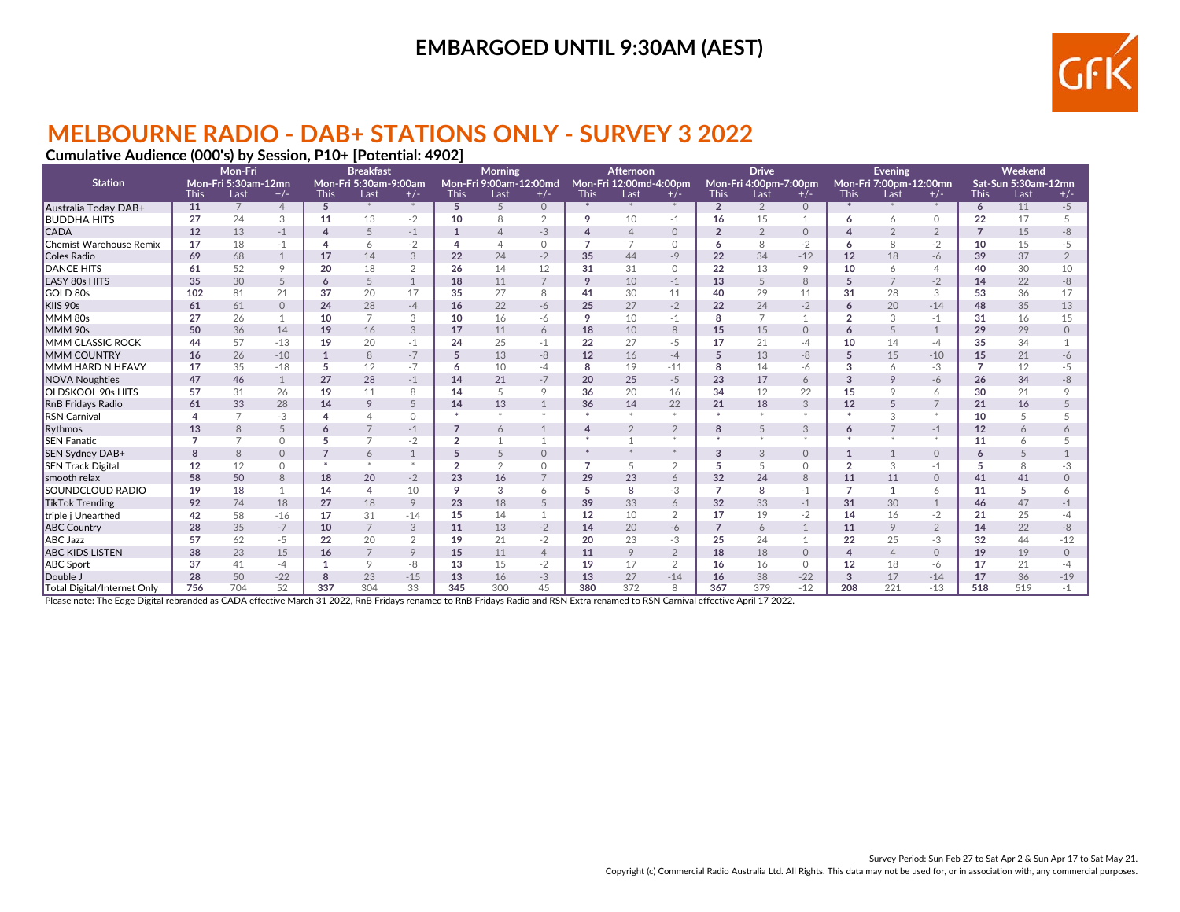EMBARGOED UNTIL 9:30AM (AEST)

# MELBOURNE RADIO - DAB+ STATIONS ONLY - SURVEY 3 2022

**Cumulative Audience (000's) by Session, P10+ [Potential: 4902]**

| Station | Mon-Fri Mon-Fri 5:30am-12mn | | | Breakfast Mon-Fri 5:30am-9:00am | | | Morning Mon-Fri 9:00am-12:00md | | | Afternoon Mon-Fri 12:00md-4:00pm | | | Drive Mon-Fri 4:00pm-7:00pm | | | Evening Mon-Fri 7:00pm-12:00mn | | | Weekend Sat-Sun 5:30am-12mn | | |
|---|---|---|---|---|---|---|---|---|---|---|---|---|---|---|---|---|---|---|---|---|---|
| | This | Last | +/- | This | Last | +/- | This | Last | +/- | This | Last | +/- | This | Last | +/- | This | Last | +/- | This | Last | +/- |
| Australia Today DAB+ | 11 | 7 | 4 | 5 | * | * | 5 | 5 | 0 | * | * | * | 2 | 2 | 0 | * | * | * | 6 | 11 | -5 |
| BUDDHA HITS | 27 | 24 | 3 | 11 | 13 | -2 | 10 | 8 | 2 | 9 | 10 | -1 | 16 | 15 | 1 | 6 | 6 | 0 | 22 | 17 | 5 |
| CADA | 12 | 13 | -1 | 4 | 5 | -1 | 1 | 4 | -3 | 4 | 4 | 0 | 2 | 2 | 0 | 4 | 2 | 2 | 7 | 15 | -8 |
| Chemist Warehouse Remix | 17 | 18 | -1 | 4 | 6 | -2 | 4 | 4 | 0 | 7 | 7 | 0 | 6 | 8 | -2 | 6 | 8 | -2 | 10 | 15 | -5 |
| Coles Radio | 69 | 68 | 1 | 17 | 14 | 3 | 22 | 24 | -2 | 35 | 44 | -9 | 22 | 34 | -12 | 12 | 18 | -6 | 39 | 37 | 2 |
| DANCE HITS | 61 | 52 | 9 | 20 | 18 | 2 | 26 | 14 | 12 | 31 | 31 | 0 | 22 | 13 | 9 | 10 | 6 | 4 | 40 | 30 | 10 |
| EASY 80s HITS | 35 | 30 | 5 | 6 | 5 | 1 | 18 | 11 | 7 | 9 | 10 | -1 | 13 | 5 | 8 | 5 | 7 | -2 | 14 | 22 | -8 |
| GOLD 80s | 102 | 81 | 21 | 37 | 20 | 17 | 35 | 27 | 8 | 41 | 30 | 11 | 40 | 29 | 11 | 31 | 28 | 3 | 53 | 36 | 17 |
| KIIS 90s | 61 | 61 | 0 | 24 | 28 | -4 | 16 | 22 | -6 | 25 | 27 | -2 | 22 | 24 | -2 | 6 | 20 | -14 | 48 | 35 | 13 |
| MMM 80s | 27 | 26 | 1 | 10 | 7 | 3 | 10 | 16 | -6 | 9 | 10 | -1 | 8 | 7 | 1 | 2 | 3 | -1 | 31 | 16 | 15 |
| MMM 90s | 50 | 36 | 14 | 19 | 16 | 3 | 17 | 11 | 6 | 18 | 10 | 8 | 15 | 15 | 0 | 6 | 5 | 1 | 29 | 29 | 0 |
| MMM CLASSIC ROCK | 44 | 57 | -13 | 19 | 20 | -1 | 24 | 25 | -1 | 22 | 27 | -5 | 17 | 21 | -4 | 10 | 14 | -4 | 35 | 34 | 1 |
| MMM COUNTRY | 16 | 26 | -10 | 1 | 8 | -7 | 5 | 13 | -8 | 12 | 16 | -4 | 5 | 13 | -8 | 5 | 15 | -10 | 15 | 21 | -6 |
| MMM HARD N HEAVY | 17 | 35 | -18 | 5 | 12 | -7 | 6 | 10 | -4 | 8 | 19 | -11 | 8 | 14 | -6 | 3 | 6 | -3 | 7 | 12 | -5 |
| NOVA Noughties | 47 | 46 | 1 | 27 | 28 | -1 | 14 | 21 | -7 | 20 | 25 | -5 | 23 | 17 | 6 | 3 | 9 | -6 | 26 | 34 | -8 |
| OLDSKOOL 90s HITS | 57 | 31 | 26 | 19 | 11 | 8 | 14 | 5 | 9 | 36 | 20 | 16 | 34 | 12 | 22 | 15 | 9 | 6 | 30 | 21 | 9 |
| RnB Fridays Radio | 61 | 33 | 28 | 14 | 9 | 5 | 14 | 13 | 1 | 36 | 14 | 22 | 21 | 18 | 3 | 12 | 5 | 7 | 21 | 16 | 5 |
| RSN Carnival | 4 | 7 | -3 | 4 | 4 | 0 | * | * | * | * | * | * | * | * | * | * | 3 | * | 10 | 5 | 5 |
| Rythmos | 13 | 8 | 5 | 6 | 7 | -1 | 7 | 6 | 1 | 4 | 2 | 2 | 8 | 5 | 3 | 6 | 7 | -1 | 12 | 6 | 6 |
| SEN Fanatic | 7 | 7 | 0 | 5 | 7 | -2 | 2 | 1 | 1 | * | 1 | * | * | * | * | * | * | * | 11 | 6 | 5 |
| SEN Sydney DAB+ | 8 | 8 | 0 | 7 | 6 | 1 | 5 | 5 | 0 | * | * | * | 3 | 3 | 0 | 1 | 1 | 0 | 6 | 5 | 1 |
| SEN Track Digital | 12 | 12 | 0 | * | * | * | 2 | 2 | 0 | 7 | 5 | 2 | 5 | 5 | 0 | 2 | 3 | -1 | 5 | 8 | -3 |
| smooth relax | 58 | 50 | 8 | 18 | 20 | -2 | 23 | 16 | 7 | 29 | 23 | 6 | 32 | 24 | 8 | 11 | 11 | 0 | 41 | 41 | 0 |
| SOUNDCLOUD RADIO | 19 | 18 | 1 | 14 | 4 | 10 | 9 | 3 | 6 | 5 | 8 | -3 | 7 | 8 | -1 | 7 | 1 | 6 | 11 | 5 | 6 |
| TikTok Trending | 92 | 74 | 18 | 27 | 18 | 9 | 23 | 18 | 5 | 39 | 33 | 6 | 32 | 33 | -1 | 31 | 30 | 1 | 46 | 47 | -1 |
| triple j Unearthed | 42 | 58 | -16 | 17 | 31 | -14 | 15 | 14 | 1 | 12 | 10 | 2 | 17 | 19 | -2 | 14 | 16 | -2 | 21 | 25 | -4 |
| ABC Country | 28 | 35 | -7 | 10 | 7 | 3 | 11 | 13 | -2 | 14 | 20 | -6 | 7 | 6 | 1 | 11 | 9 | 2 | 14 | 22 | -8 |
| ABC Jazz | 57 | 62 | -5 | 22 | 20 | 2 | 19 | 21 | -2 | 20 | 23 | -3 | 25 | 24 | 1 | 22 | 25 | -3 | 32 | 44 | -12 |
| ABC KIDS LISTEN | 38 | 23 | 15 | 16 | 7 | 9 | 15 | 11 | 4 | 11 | 9 | 2 | 18 | 18 | 0 | 4 | 4 | 0 | 19 | 19 | 0 |
| ABC Sport | 37 | 41 | -4 | 1 | 9 | -8 | 13 | 15 | -2 | 19 | 17 | 2 | 16 | 16 | 0 | 12 | 18 | -6 | 17 | 21 | -4 |
| Double J | 28 | 50 | -22 | 8 | 23 | -15 | 13 | 16 | -3 | 13 | 27 | -14 | 16 | 38 | -22 | 3 | 17 | -14 | 17 | 36 | -19 |
| Total Digital/Internet Only | 756 | 704 | 52 | 337 | 304 | 33 | 345 | 300 | 45 | 380 | 372 | 8 | 367 | 379 | -12 | 208 | 221 | -13 | 518 | 519 | -1 |

Please note: The Edge Digital rebranded as CADA effective March 31 2022, RnB Fridays renamed to RnB Fridays Radio and RSN Extra renamed to RSN Carnival effective April 17 2022.

Survey Period: Sun Feb 27 to Sat Apr 2 & Sun Apr 17 to Sat May 21.

Copyright (c) Commercial Radio Australia Ltd. All Rights. This data may not be used for, or in association with, any commercial purposes.